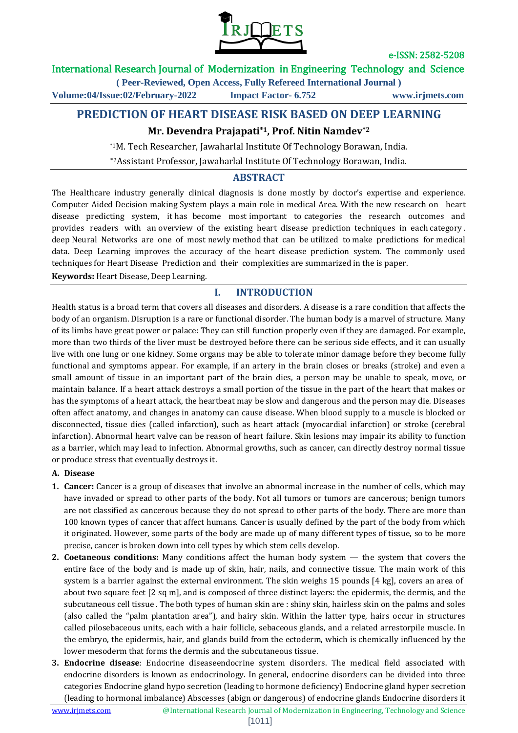# PREDICTION OF HEART DISEASE RISK BASED ON DEEP LEARNING

**Mr. Devendra Prajapati[*1], Prof. Nitin Namdev[*2]**

[*1]M. Tech Researcher, Jawaharlal Institute Of Technology Borawan, India.

[*2]Assistant Professor, Jawaharlal Institute Of Technology Borawan, India.

## ABSTRACT

The Healthcare industry generally clinical diagnosis is done mostly by doctor's expertise and experience. Computer Aided Decision making System plays a main role in medical Area. With the new research on heart disease predicting system, it has become most important to categories the research outcomes and provides readers with an overview of the existing heart disease prediction techniques in each category . deep Neural Networks are one of most newly method that can be utilized to make predictions for medical data. Deep Learning improves the accuracy of the heart disease prediction system. The commonly used techniques for Heart Disease Prediction and their complexities are summarized in the is paper.

**Keywords:** Heart Disease, Deep Learning.

## I. INTRODUCTION

Health status is a broad term that covers all diseases and disorders. A disease is a rare condition that affects the body of an organism. Disruption is a rare or functional disorder. The human body is a marvel of structure. Many of its limbs have great power or palace: They can still function properly even if they are damaged. For example, more than two thirds of the liver must be destroyed before there can be serious side effects, and it can usually live with one lung or one kidney. Some organs may be able to tolerate minor damage before they become fully functional and symptoms appear. For example, if an artery in the brain closes or breaks (stroke) and even a small amount of tissue in an important part of the brain dies, a person may be unable to speak, move, or maintain balance. If a heart attack destroys a small portion of the tissue in the part of the heart that makes or has the symptoms of a heart attack, the heartbeat may be slow and dangerous and the person may die. Diseases often affect anatomy, and changes in anatomy can cause disease. When blood supply to a muscle is blocked or disconnected, tissue dies (called infarction), such as heart attack (myocardial infarction) or stroke (cerebral infarction). Abnormal heart valve can be reason of heart failure. Skin lesions may impair its ability to function as a barrier, which may lead to infection. Abnormal growths, such as cancer, can directly destroy normal tissue or produce stress that eventually destroys it.

### A. Disease

1. **Cancer:** Cancer is a group of diseases that involve an abnormal increase in the number of cells, which may have invaded or spread to other parts of the body. Not all tumors or tumors are cancerous; benign tumors are not classified as cancerous because they do not spread to other parts of the body. There are more than 100 known types of cancer that affect humans. Cancer is usually defined by the part of the body from which it originated. However, some parts of the body are made up of many different types of tissue, so to be more precise, cancer is broken down into cell types by which stem cells develop.
2. **Coetaneous conditions:** Many conditions affect the human body system — the system that covers the entire face of the body and is made up of skin, hair, nails, and connective tissue. The main work of this system is a barrier against the external environment. The skin weighs 15 pounds [4 kg], covers an area of about two square feet [2 sq m], and is composed of three distinct layers: the epidermis, the dermis, and the subcutaneous cell tissue . The both types of human skin are : shiny skin, hairless skin on the palms and soles (also called the "palm plantation area"), and hairy skin. Within the latter type, hairs occur in structures called pilosebaceous units, each with a hair follicle, sebaceous glands, and a related arrestorpile muscle. In the embryo, the epidermis, hair, and glands build from the ectoderm, which is chemically influenced by the lower mesoderm that forms the dermis and the subcutaneous tissue.
3. **Endocrine disease**: Endocrine diseaseendocrine system disorders. The medical field associated with endocrine disorders is known as endocrinology. In general, endocrine disorders can be divided into three categories Endocrine gland hypo secretion (leading to hormone deficiency) Endocrine gland hyper secretion (leading to hormonal imbalance) Abscesses (abign or dangerous) of endocrine glands Endocrine disorders it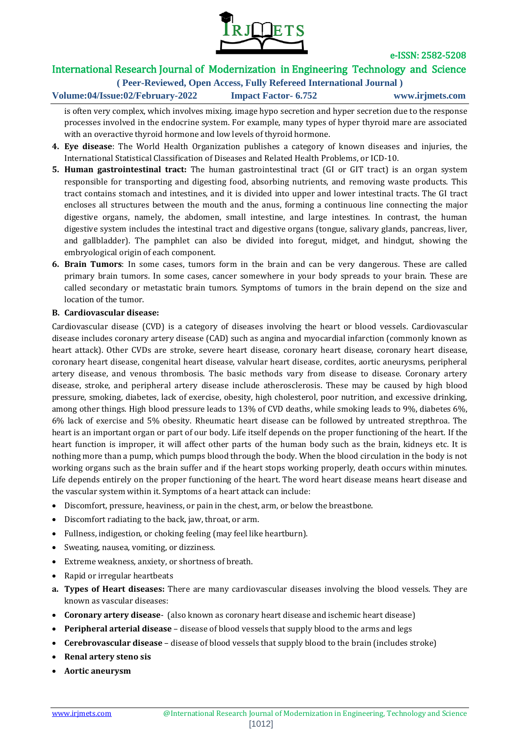is often very complex, which involves mixing. image hypo secretion and hyper secretion due to the response processes involved in the endocrine system. For example, many types of hyper thyroid mare are associated with an overactive thyroid hormone and low levels of thyroid hormone.

4. **Eye disease**: The World Health Organization publishes a category of known diseases and injuries, the International Statistical Classification of Diseases and Related Health Problems, or ICD-10.
5. **Human gastrointestinal tract:** The human gastrointestinal tract (GI or GIT tract) is an organ system responsible for transporting and digesting food, absorbing nutrients, and removing waste products. This tract contains stomach and intestines, and it is divided into upper and lower intestinal tracts. The GI tract encloses all structures between the mouth and the anus, forming a continuous line connecting the major digestive organs, namely, the abdomen, small intestine, and large intestines. In contrast, the human digestive system includes the intestinal tract and digestive organs (tongue, salivary glands, pancreas, liver, and gallbladder). The pamphlet can also be divided into foregut, midget, and hindgut, showing the embryological origin of each component.
6. **Brain Tumors**: In some cases, tumors form in the brain and can be very dangerous. These are called primary brain tumors. In some cases, cancer somewhere in your body spreads to your brain. These are called secondary or metastatic brain tumors. Symptoms of tumors in the brain depend on the size and location of the tumor.

**B. Cardiovascular disease:**

Cardiovascular disease (CVD) is a category of diseases involving the heart or blood vessels. Cardiovascular disease includes coronary artery disease (CAD) such as angina and myocardial infarction (commonly known as heart attack). Other CVDs are stroke, severe heart disease, coronary heart disease, coronary heart disease, coronary heart disease, congenital heart disease, valvular heart disease, cordites, aortic aneurysms, peripheral artery disease, and venous thrombosis. The basic methods vary from disease to disease. Coronary artery disease, stroke, and peripheral artery disease include atherosclerosis. These may be caused by high blood pressure, smoking, diabetes, lack of exercise, obesity, high cholesterol, poor nutrition, and excessive drinking, among other things. High blood pressure leads to 13% of CVD deaths, while smoking leads to 9%, diabetes 6%, 6% lack of exercise and 5% obesity. Rheumatic heart disease can be followed by untreated strepthroa. The heart is an important organ or part of our body. Life itself depends on the proper functioning of the heart. If the heart function is improper, it will affect other parts of the human body such as the brain, kidneys etc. It is nothing more than a pump, which pumps blood through the body. When the blood circulation in the body is not working organs such as the brain suffer and if the heart stops working properly, death occurs within minutes. Life depends entirely on the proper functioning of the heart. The word heart disease means heart disease and the vascular system within it. Symptoms of a heart attack can include:

- Discomfort, pressure, heaviness, or pain in the chest, arm, or below the breastbone.
- Discomfort radiating to the back, jaw, throat, or arm.
- Fullness, indigestion, or choking feeling (may feel like heartburn).
- Sweating, nausea, vomiting, or dizziness.
- Extreme weakness, anxiety, or shortness of breath.
- Rapid or irregular heartbeats

a. **Types of Heart diseases:** There are many cardiovascular diseases involving the blood vessels. They are known as vascular diseases:

- **Coronary artery disease**- (also known as coronary heart disease and ischemic heart disease)
- **Peripheral arterial disease** – disease of blood vessels that supply blood to the arms and legs
- **Cerebrovascular disease** – disease of blood vessels that supply blood to the brain (includes stroke)
- **Renal artery steno sis**
- **Aortic aneurysm**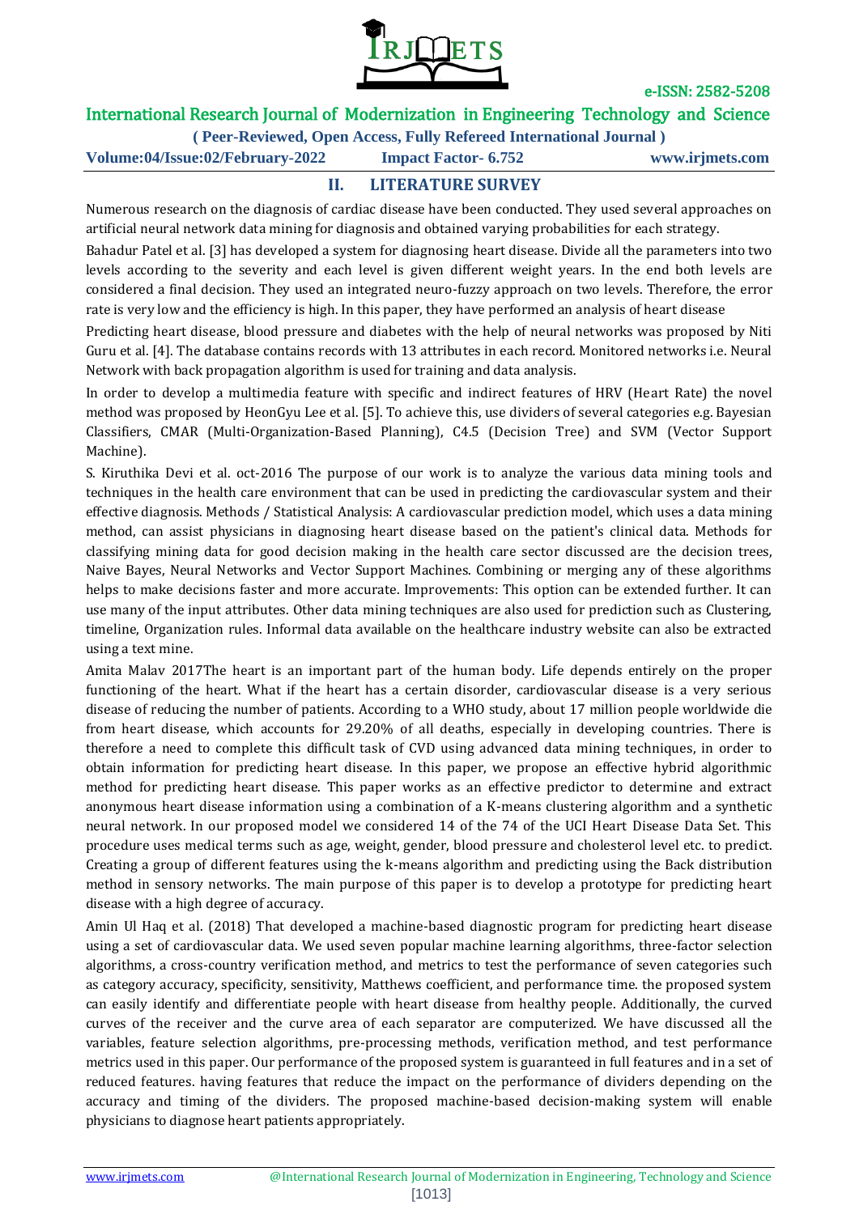## II. LITERATURE SURVEY

Numerous research on the diagnosis of cardiac disease have been conducted. They used several approaches on artificial neural network data mining for diagnosis and obtained varying probabilities for each strategy.

Bahadur Patel et al. [3] has developed a system for diagnosing heart disease. Divide all the parameters into two levels according to the severity and each level is given different weight years. In the end both levels are considered a final decision. They used an integrated neuro-fuzzy approach on two levels. Therefore, the error rate is very low and the efficiency is high. In this paper, they have performed an analysis of heart disease

Predicting heart disease, blood pressure and diabetes with the help of neural networks was proposed by Niti Guru et al. [4]. The database contains records with 13 attributes in each record. Monitored networks i.e. Neural Network with back propagation algorithm is used for training and data analysis.

In order to develop a multimedia feature with specific and indirect features of HRV (Heart Rate) the novel method was proposed by HeonGyu Lee et al. [5]. To achieve this, use dividers of several categories e.g. Bayesian Classifiers, CMAR (Multi-Organization-Based Planning), C4.5 (Decision Tree) and SVM (Vector Support Machine).

S. Kiruthika Devi et al. oct-2016 The purpose of our work is to analyze the various data mining tools and techniques in the health care environment that can be used in predicting the cardiovascular system and their effective diagnosis. Methods / Statistical Analysis: A cardiovascular prediction model, which uses a data mining method, can assist physicians in diagnosing heart disease based on the patient's clinical data. Methods for classifying mining data for good decision making in the health care sector discussed are the decision trees, Naive Bayes, Neural Networks and Vector Support Machines. Combining or merging any of these algorithms helps to make decisions faster and more accurate. Improvements: This option can be extended further. It can use many of the input attributes. Other data mining techniques are also used for prediction such as Clustering, timeline, Organization rules. Informal data available on the healthcare industry website can also be extracted using a text mine.

Amita Malav 2017The heart is an important part of the human body. Life depends entirely on the proper functioning of the heart. What if the heart has a certain disorder, cardiovascular disease is a very serious disease of reducing the number of patients. According to a WHO study, about 17 million people worldwide die from heart disease, which accounts for 29.20% of all deaths, especially in developing countries. There is therefore a need to complete this difficult task of CVD using advanced data mining techniques, in order to obtain information for predicting heart disease. In this paper, we propose an effective hybrid algorithmic method for predicting heart disease. This paper works as an effective predictor to determine and extract anonymous heart disease information using a combination of a K-means clustering algorithm and a synthetic neural network. In our proposed model we considered 14 of the 74 of the UCI Heart Disease Data Set. This procedure uses medical terms such as age, weight, gender, blood pressure and cholesterol level etc. to predict. Creating a group of different features using the k-means algorithm and predicting using the Back distribution method in sensory networks. The main purpose of this paper is to develop a prototype for predicting heart disease with a high degree of accuracy.

Amin Ul Haq et al. (2018) That developed a machine-based diagnostic program for predicting heart disease using a set of cardiovascular data. We used seven popular machine learning algorithms, three-factor selection algorithms, a cross-country verification method, and metrics to test the performance of seven categories such as category accuracy, specificity, sensitivity, Matthews coefficient, and performance time. the proposed system can easily identify and differentiate people with heart disease from healthy people. Additionally, the curved curves of the receiver and the curve area of each separator are computerized. We have discussed all the variables, feature selection algorithms, pre-processing methods, verification method, and test performance metrics used in this paper. Our performance of the proposed system is guaranteed in full features and in a set of reduced features. having features that reduce the impact on the performance of dividers depending on the accuracy and timing of the dividers. The proposed machine-based decision-making system will enable physicians to diagnose heart patients appropriately.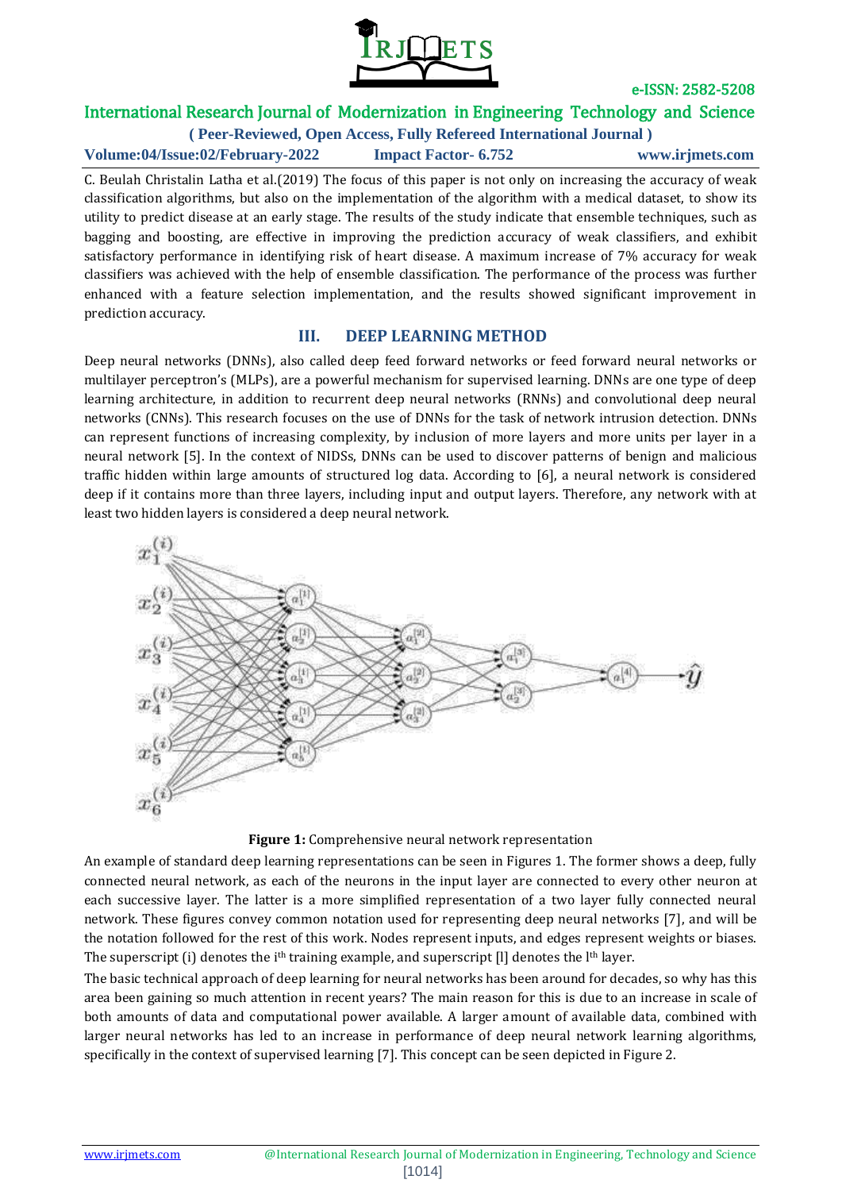C. Beulah Christalin Latha et al.(2019) The focus of this paper is not only on increasing the accuracy of weak classification algorithms, but also on the implementation of the algorithm with a medical dataset, to show its utility to predict disease at an early stage. The results of the study indicate that ensemble techniques, such as bagging and boosting, are effective in improving the prediction accuracy of weak classifiers, and exhibit satisfactory performance in identifying risk of heart disease. A maximum increase of 7% accuracy for weak classifiers was achieved with the help of ensemble classification. The performance of the process was further enhanced with a feature selection implementation, and the results showed significant improvement in prediction accuracy.

## III. DEEP LEARNING METHOD

Deep neural networks (DNNs), also called deep feed forward networks or feed forward neural networks or multilayer perceptron's (MLPs), are a powerful mechanism for supervised learning. DNNs are one type of deep learning architecture, in addition to recurrent deep neural networks (RNNs) and convolutional deep neural networks (CNNs). This research focuses on the use of DNNs for the task of network intrusion detection. DNNs can represent functions of increasing complexity, by inclusion of more layers and more units per layer in a neural network [5]. In the context of NIDSs, DNNs can be used to discover patterns of benign and malicious traffic hidden within large amounts of structured log data. According to [6], a neural network is considered deep if it contains more than three layers, including input and output layers. Therefore, any network with at least two hidden layers is considered a deep neural network.

**Figure 1:** Comprehensive neural network representation

An example of standard deep learning representations can be seen in Figures 1. The former shows a deep, fully connected neural network, as each of the neurons in the input layer are connected to every other neuron at each successive layer. The latter is a more simplified representation of a two layer fully connected neural network. These figures convey common notation used for representing deep neural networks [7], and will be the notation followed for the rest of this work. Nodes represent inputs, and edges represent weights or biases. The superscript (i) denotes the $i^{th}$ training example, and superscript [l] denotes the $l^{th}$ layer.

The basic technical approach of deep learning for neural networks has been around for decades, so why has this area been gaining so much attention in recent years? The main reason for this is due to an increase in scale of both amounts of data and computational power available. A larger amount of available data, combined with larger neural networks has led to an increase in performance of deep neural network learning algorithms, specifically in the context of supervised learning [7]. This concept can be seen depicted in Figure 2.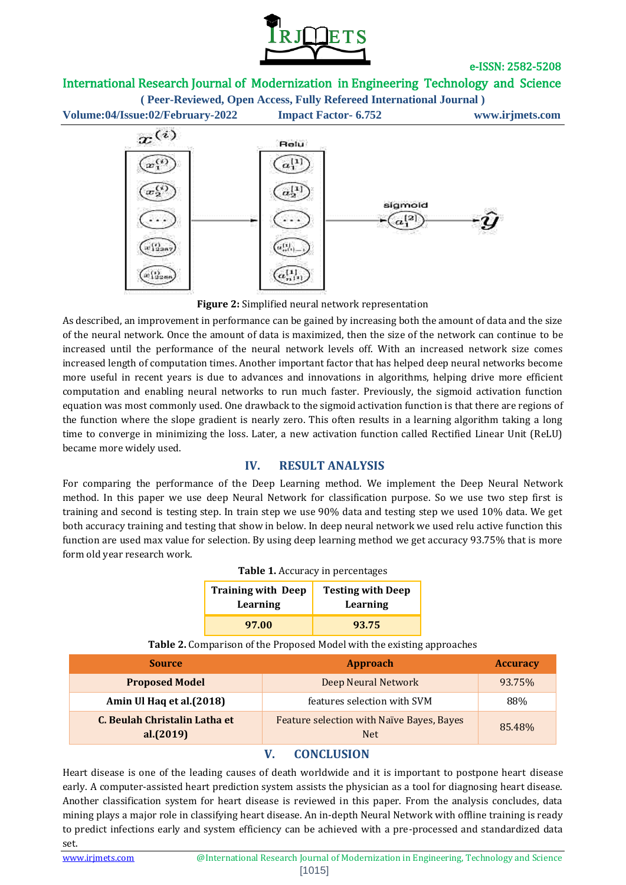Figure 2: Simplified neural network representation

As described, an improvement in performance can be gained by increasing both the amount of data and the size of the neural network. Once the amount of data is maximized, then the size of the network can continue to be increased until the performance of the neural network levels off. With an increased network size comes increased length of computation times. Another important factor that has helped deep neural networks become more useful in recent years is due to advances and innovations in algorithms, helping drive more efficient computation and enabling neural networks to run much faster. Previously, the sigmoid activation function equation was most commonly used. One drawback to the sigmoid activation function is that there are regions of the function where the slope gradient is nearly zero. This often results in a learning algorithm taking a long time to converge in minimizing the loss. Later, a new activation function called Rectified Linear Unit (ReLU) became more widely used.

## IV. RESULT ANALYSIS

For comparing the performance of the Deep Learning method. We implement the Deep Neural Network method. In this paper we use deep Neural Network for classification purpose. So we use two step first is training and second is testing step. In train step we use 90% data and testing step we used 10% data. We get both accuracy training and testing that show in below. In deep neural network we used relu active function this function are used max value for selection. By using deep learning method we get accuracy 93.75% that is more form old year research work.

**Table 1.** Accuracy in percentages

| Training with Deep Learning | Testing with Deep Learning |
|---|---|
| 97.00 | 93.75 |

**Table 2.** Comparison of the Proposed Model with the existing approaches

| Source | Approach | Accuracy |
|---|---|---|
| **Proposed Model** | Deep Neural Network | 93.75% |
| **Amin Ul Haq et al.(2018)** | features selection with SVM | 88% |
| **C. Beulah Christalin Latha et al.(2019)** | Feature selection with Naïve Bayes, Bayes Net | 85.48% |

## V. CONCLUSION

Heart disease is one of the leading causes of death worldwide and it is important to postpone heart disease early. A computer-assisted heart prediction system assists the physician as a tool for diagnosing heart disease. Another classification system for heart disease is reviewed in this paper. From the analysis concludes, data mining plays a major role in classifying heart disease. An in-depth Neural Network with offline training is ready to predict infections early and system efficiency can be achieved with a pre-processed and standardized data set.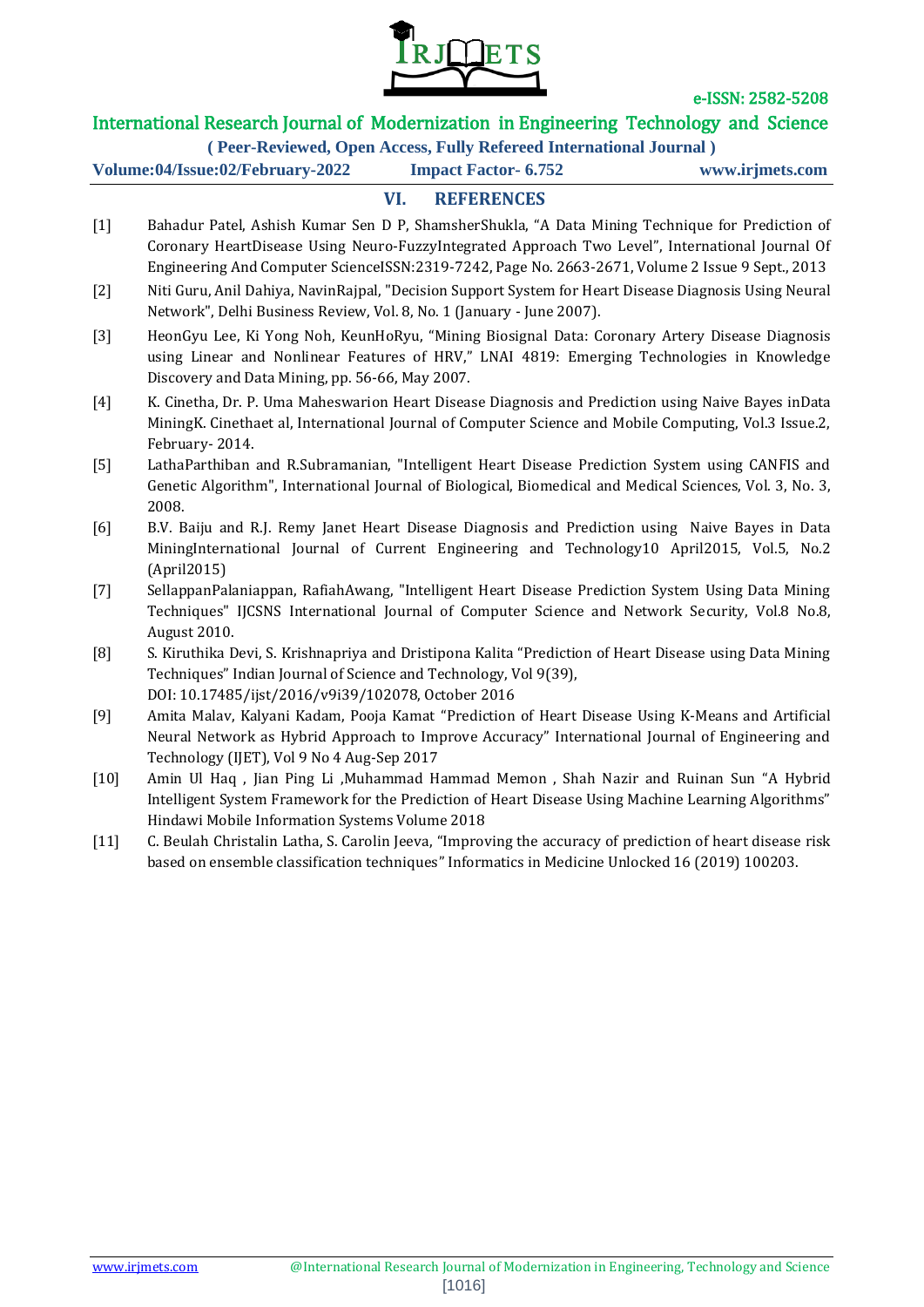## VI. REFERENCES

[1] Bahadur Patel, Ashish Kumar Sen D P, ShamsherShukla, "A Data Mining Technique for Prediction of Coronary HeartDisease Using Neuro-FuzzyIntegrated Approach Two Level", International Journal Of Engineering And Computer ScienceISSN:2319-7242, Page No. 2663-2671, Volume 2 Issue 9 Sept., 2013

[2] Niti Guru, Anil Dahiya, NavinRajpal, "Decision Support System for Heart Disease Diagnosis Using Neural Network", Delhi Business Review, Vol. 8, No. 1 (January - June 2007).

[3] HeonGyu Lee, Ki Yong Noh, KeunHoRyu, "Mining Biosignal Data: Coronary Artery Disease Diagnosis using Linear and Nonlinear Features of HRV," LNAI 4819: Emerging Technologies in Knowledge Discovery and Data Mining, pp. 56-66, May 2007.

[4] K. Cinetha, Dr. P. Uma Maheswarion Heart Disease Diagnosis and Prediction using Naive Bayes inData MiningK. Cinethaet al, International Journal of Computer Science and Mobile Computing, Vol.3 Issue.2, February- 2014.

[5] LathaParthiban and R.Subramanian, "Intelligent Heart Disease Prediction System using CANFIS and Genetic Algorithm", International Journal of Biological, Biomedical and Medical Sciences, Vol. 3, No. 3, 2008.

[6] B.V. Baiju and R.J. Remy Janet Heart Disease Diagnosis and Prediction using Naive Bayes in Data MiningInternational Journal of Current Engineering and Technology10 April2015, Vol.5, No.2 (April2015)

[7] SellappanPalaniappan, RafiahAwang, "Intelligent Heart Disease Prediction System Using Data Mining Techniques" IJCSNS International Journal of Computer Science and Network Security, Vol.8 No.8, August 2010.

[8] S. Kiruthika Devi, S. Krishnapriya and Dristipona Kalita "Prediction of Heart Disease using Data Mining Techniques" Indian Journal of Science and Technology, Vol 9(39), DOI: 10.17485/ijst/2016/v9i39/102078, October 2016

[9] Amita Malav, Kalyani Kadam, Pooja Kamat "Prediction of Heart Disease Using K-Means and Artificial Neural Network as Hybrid Approach to Improve Accuracy" International Journal of Engineering and Technology (IJET), Vol 9 No 4 Aug-Sep 2017

[10] Amin Ul Haq , Jian Ping Li ,Muhammad Hammad Memon , Shah Nazir and Ruinan Sun "A Hybrid Intelligent System Framework for the Prediction of Heart Disease Using Machine Learning Algorithms" Hindawi Mobile Information Systems Volume 2018

[11] C. Beulah Christalin Latha, S. Carolin Jeeva, "Improving the accuracy of prediction of heart disease risk based on ensemble classification techniques" Informatics in Medicine Unlocked 16 (2019) 100203.